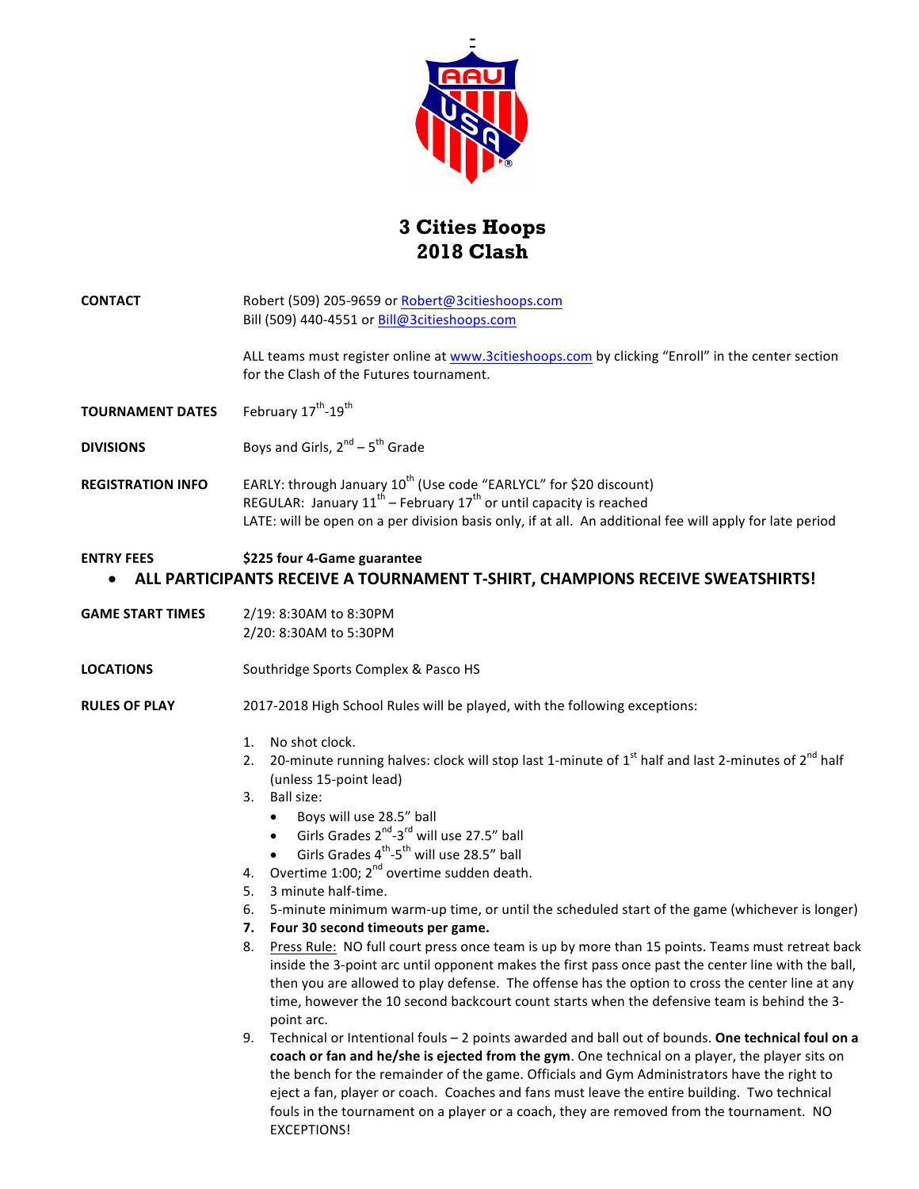# 3 Cities Hoops
# 2018 Clash

**CONTACT**

Robert (509) 205-9659 or Robert@3citieshoops.com
Bill (509) 440-4551 or Bill@3citieshoops.com

ALL teams must register online at www.3citieshoops.com by clicking "Enroll" in the center section for the Clash of the Futures tournament.

**TOURNAMENT DATES**

February 17th-19th

**DIVISIONS**

Boys and Girls, 2nd – 5th Grade

**REGISTRATION INFO**

EARLY: through January 10th (Use code "EARLYCL" for $20 discount)
REGULAR: January 11th – February 17th or until capacity is reached
LATE: will be open on a per division basis only, if at all. An additional fee will apply for late period

**ENTRY FEES**

**$225 four 4-Game guarantee**

- **ALL PARTICIPANTS RECEIVE A TOURNAMENT T-SHIRT, CHAMPIONS RECEIVE SWEATSHIRTS!**

**GAME START TIMES**

2/19: 8:30AM to 8:30PM
2/20: 8:30AM to 5:30PM

**LOCATIONS**

Southridge Sports Complex & Pasco HS

**RULES OF PLAY**

2017-2018 High School Rules will be played, with the following exceptions:

1. No shot clock.
2. 20-minute running halves: clock will stop last 1-minute of 1st half and last 2-minutes of 2nd half (unless 15-point lead)
3. Ball size:
   - Boys will use 28.5" ball
   - Girls Grades 2nd-3rd will use 27.5" ball
   - Girls Grades 4th-5th will use 28.5" ball
4. Overtime 1:00; 2nd overtime sudden death.
5. 3 minute half-time.
6. 5-minute minimum warm-up time, or until the scheduled start of the game (whichever is longer)
7. **Four 30 second timeouts per game.**
8. Press Rule: NO full court press once team is up by more than 15 points. Teams must retreat back inside the 3-point arc until opponent makes the first pass once past the center line with the ball, then you are allowed to play defense. The offense has the option to cross the center line at any time, however the 10 second backcourt count starts when the defensive team is behind the 3-point arc.
9. Technical or Intentional fouls – 2 points awarded and ball out of bounds. **One technical foul on a coach or fan and he/she is ejected from the gym**. One technical on a player, the player sits on the bench for the remainder of the game. Officials and Gym Administrators have the right to eject a fan, player or coach. Coaches and fans must leave the entire building. Two technical fouls in the tournament on a player or a coach, they are removed from the tournament. NO EXCEPTIONS!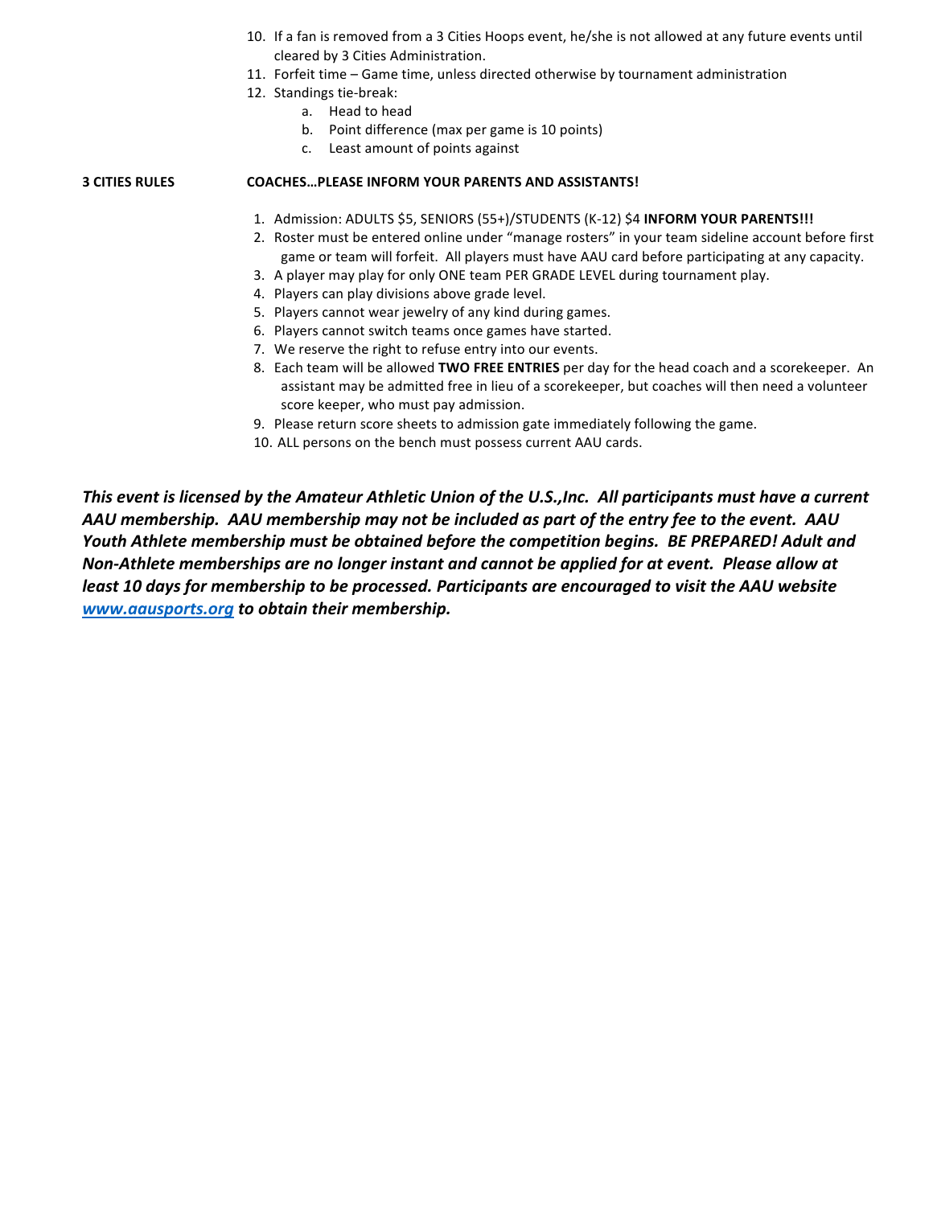10. If a fan is removed from a 3 Cities Hoops event, he/she is not allowed at any future events until cleared by 3 Cities Administration.
11. Forfeit time – Game time, unless directed otherwise by tournament administration
12. Standings tie-break:
    a. Head to head
    b. Point difference (max per game is 10 points)
    c. Least amount of points against

**3 CITIES RULES** **COACHES…PLEASE INFORM YOUR PARENTS AND ASSISTANTS!**

1. Admission: ADULTS $5, SENIORS (55+)/STUDENTS (K-12) $4 **INFORM YOUR PARENTS!!!**
2. Roster must be entered online under "manage rosters" in your team sideline account before first game or team will forfeit. All players must have AAU card before participating at any capacity.
3. A player may play for only ONE team PER GRADE LEVEL during tournament play.
4. Players can play divisions above grade level.
5. Players cannot wear jewelry of any kind during games.
6. Players cannot switch teams once games have started.
7. We reserve the right to refuse entry into our events.
8. Each team will be allowed **TWO FREE ENTRIES** per day for the head coach and a scorekeeper. An assistant may be admitted free in lieu of a scorekeeper, but coaches will then need a volunteer score keeper, who must pay admission.
9. Please return score sheets to admission gate immediately following the game.
10. ALL persons on the bench must possess current AAU cards.

***This event is licensed by the Amateur Athletic Union of the U.S.,Inc. All participants must have a current AAU membership. AAU membership may not be included as part of the entry fee to the event. AAU Youth Athlete membership must be obtained before the competition begins. BE PREPARED! Adult and Non-Athlete memberships are no longer instant and cannot be applied for at event. Please allow at least 10 days for membership to be processed. Participants are encouraged to visit the AAU website [www.aausports.org](http://www.aausports.org) to obtain their membership.***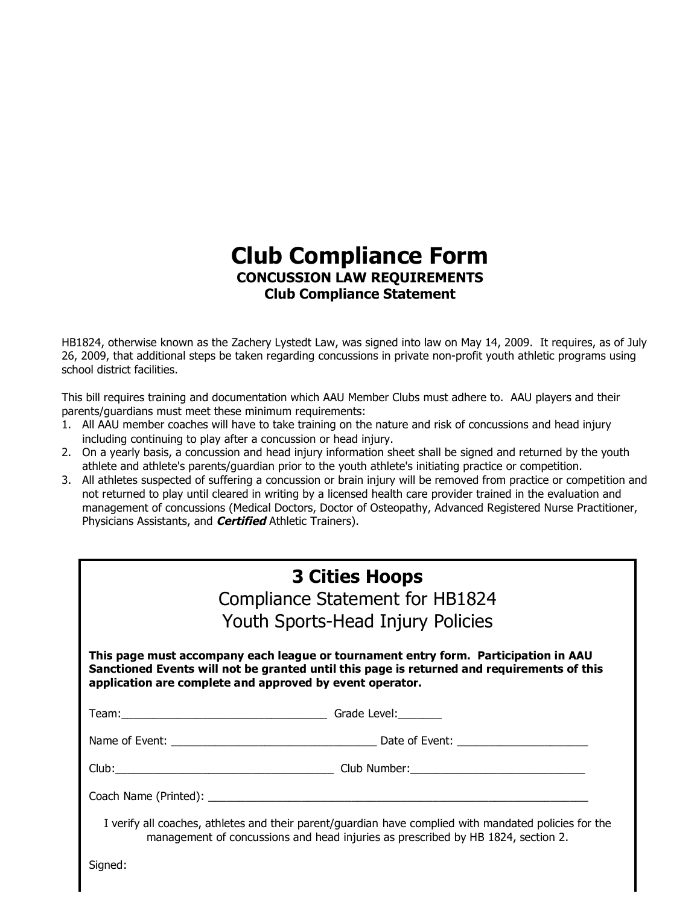# Club Compliance Form

## CONCUSSION LAW REQUIREMENTS

### Club Compliance Statement

HB1824, otherwise known as the Zachery Lystedt Law, was signed into law on May 14, 2009. It requires, as of July 26, 2009, that additional steps be taken regarding concussions in private non-profit youth athletic programs using school district facilities.

This bill requires training and documentation which AAU Member Clubs must adhere to. AAU players and their parents/guardians must meet these minimum requirements:

1. All AAU member coaches will have to take training on the nature and risk of concussions and head injury including continuing to play after a concussion or head injury.
2. On a yearly basis, a concussion and head injury information sheet shall be signed and returned by the youth athlete and athlete's parents/guardian prior to the youth athlete's initiating practice or competition.
3. All athletes suspected of suffering a concussion or brain injury will be removed from practice or competition and not returned to play until cleared in writing by a licensed health care provider trained in the evaluation and management of concussions (Medical Doctors, Doctor of Osteopathy, Advanced Registered Nurse Practitioner, Physicians Assistants, and ***Certified*** Athletic Trainers).

## 3 Cities Hoops

Compliance Statement for HB1824

Youth Sports-Head Injury Policies

**This page must accompany each league or tournament entry form. Participation in AAU Sanctioned Events will not be granted until this page is returned and requirements of this application are complete and approved by event operator.**

Team:_________________________________ Grade Level:_______

Name of Event: _________________________________ Date of Event: _____________________

Club:____________________________________ Club Number:____________________________

Coach Name (Printed): _______________________________________________________________

I verify all coaches, athletes and their parent/guardian have complied with mandated policies for the management of concussions and head injuries as prescribed by HB 1824, section 2.

Signed: